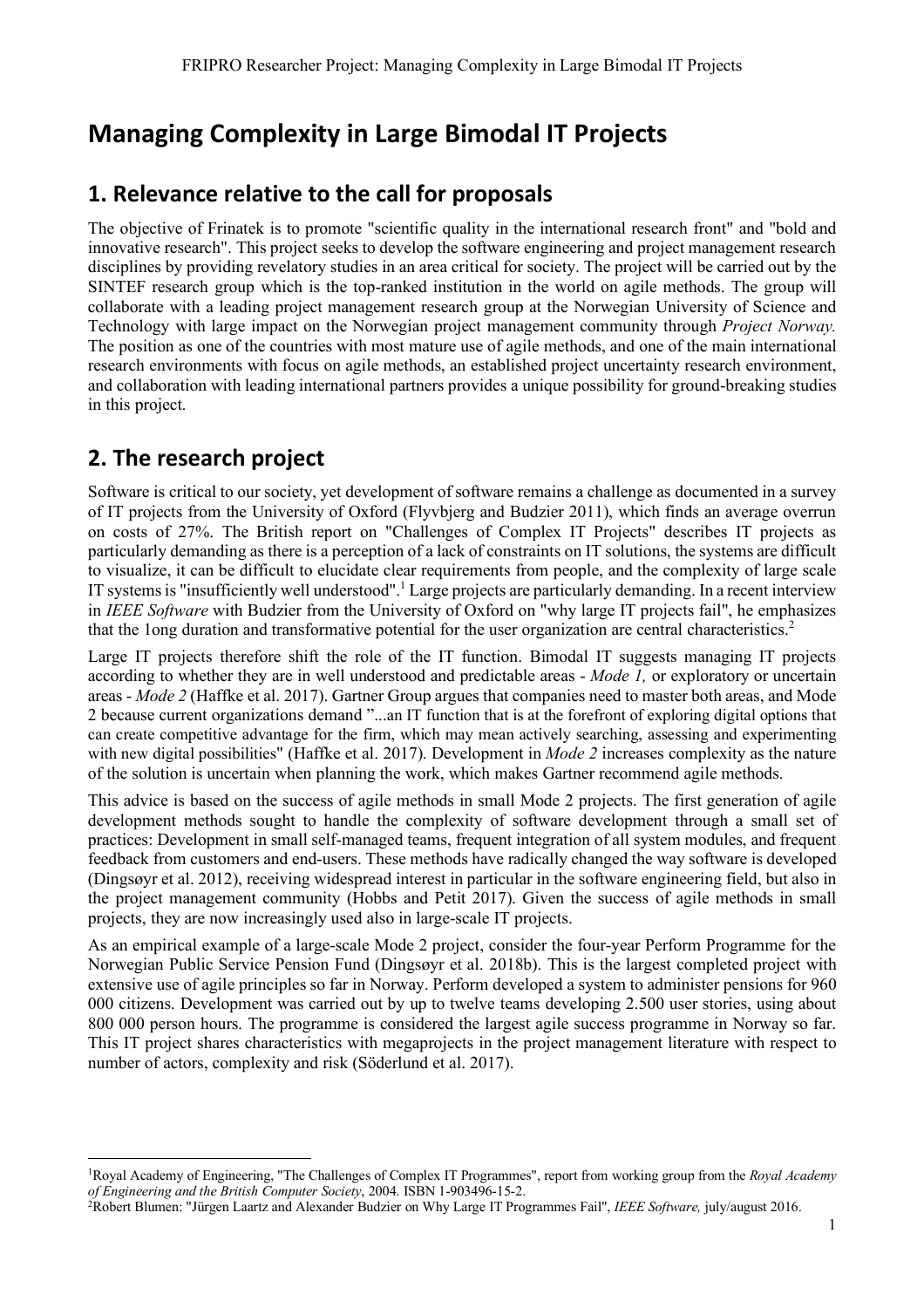# Managing Complexity in Large Bimodal IT Projects

## 1. Relevance relative to the call for proposals

The objective of Frinatek is to promote "scientific quality in the international research front" and "bold and innovative research". This project seeks to develop the software engineering and project management research disciplines by providing revelatory studies in an area critical for society. The project will be carried out by the SINTEF research group which is the top-ranked institution in the world on agile methods. The group will collaborate with a leading project management research group at the Norwegian University of Science and Technology with large impact on the Norwegian project management community through *Project Norway.* The position as one of the countries with most mature use of agile methods, and one of the main international research environments with focus on agile methods, an established project uncertainty research environment, and collaboration with leading international partners provides a unique possibility for ground-breaking studies in this project.

## 2. The research project

Software is critical to our society, yet development of software remains a challenge as documented in a survey of IT projects from the University of Oxford (Flyvbjerg and Budzier 2011), which finds an average overrun on costs of 27%. The British report on "Challenges of Complex IT Projects" describes IT projects as particularly demanding as there is a perception of a lack of constraints on IT solutions, the systems are difficult to visualize, it can be difficult to elucidate clear requirements from people, and the complexity of large scale IT systems is "insufficiently well understood".[1] Large projects are particularly demanding. In a recent interview in *IEEE Software* with Budzier from the University of Oxford on "why large IT projects fail", he emphasizes that the 1ong duration and transformative potential for the user organization are central characteristics.[2]

Large IT projects therefore shift the role of the IT function. Bimodal IT suggests managing IT projects according to whether they are in well understood and predictable areas - *Mode 1,* or exploratory or uncertain areas - *Mode 2* (Haffke et al. 2017). Gartner Group argues that companies need to master both areas, and Mode 2 because current organizations demand "...an IT function that is at the forefront of exploring digital options that can create competitive advantage for the firm, which may mean actively searching, assessing and experimenting with new digital possibilities" (Haffke et al. 2017). Development in *Mode 2* increases complexity as the nature of the solution is uncertain when planning the work, which makes Gartner recommend agile methods.

This advice is based on the success of agile methods in small Mode 2 projects. The first generation of agile development methods sought to handle the complexity of software development through a small set of practices: Development in small self-managed teams, frequent integration of all system modules, and frequent feedback from customers and end-users. These methods have radically changed the way software is developed (Dingsøyr et al. 2012), receiving widespread interest in particular in the software engineering field, but also in the project management community (Hobbs and Petit 2017). Given the success of agile methods in small projects, they are now increasingly used also in large-scale IT projects.

As an empirical example of a large-scale Mode 2 project, consider the four-year Perform Programme for the Norwegian Public Service Pension Fund (Dingsøyr et al. 2018b). This is the largest completed project with extensive use of agile principles so far in Norway. Perform developed a system to administer pensions for 960 000 citizens. Development was carried out by up to twelve teams developing 2.500 user stories, using about 800 000 person hours. The programme is considered the largest agile success programme in Norway so far. This IT project shares characteristics with megaprojects in the project management literature with respect to number of actors, complexity and risk (Söderlund et al. 2017).

---

[1] Royal Academy of Engineering, "The Challenges of Complex IT Programmes", report from working group from the *Royal Academy of Engineering and the British Computer Society*, 2004. ISBN 1-903496-15-2.

[2] Robert Blumen: "Jürgen Laartz and Alexander Budzier on Why Large IT Programmes Fail", *IEEE Software,* july/august 2016.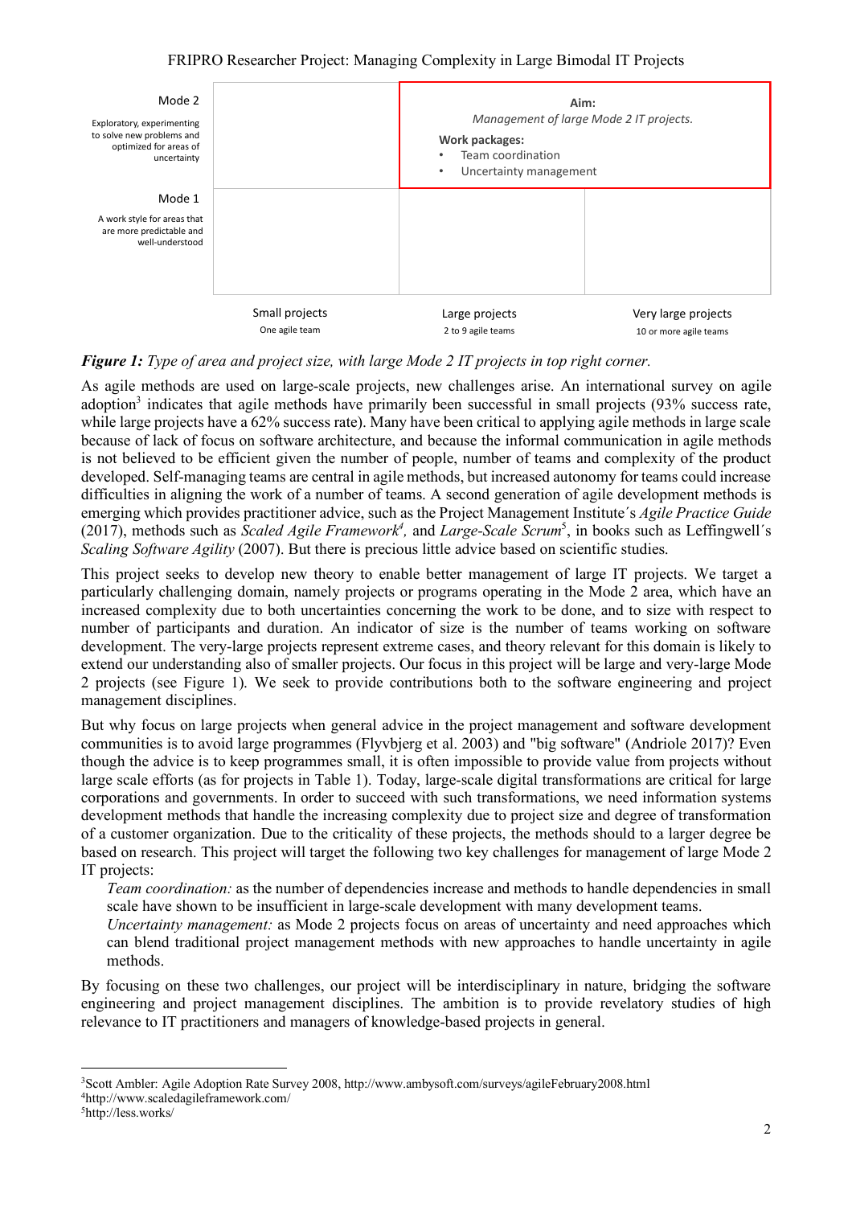| | Small projects<br>One agile team | Large projects<br>2 to 9 agile teams | Very large projects<br>10 or more agile teams |
|---|---|---|---|
| **Mode 2**<br>Exploratory, experimenting to solve new problems and optimized for areas of uncertainty | | **Aim:** *Management of large Mode 2 IT projects.*<br>**Work packages:**<br>• Team coordination<br>• Uncertainty management | |
| **Mode 1**<br>A work style for areas that are more predictable and well-understood | | | |

***Figure 1:*** *Type of area and project size, with large Mode 2 IT projects in top right corner.*

As agile methods are used on large-scale projects, new challenges arise. An international survey on agile adoption[3] indicates that agile methods have primarily been successful in small projects (93% success rate, while large projects have a 62% success rate). Many have been critical to applying agile methods in large scale because of lack of focus on software architecture, and because the informal communication in agile methods is not believed to be efficient given the number of people, number of teams and complexity of the product developed. Self-managing teams are central in agile methods, but increased autonomy for teams could increase difficulties in aligning the work of a number of teams. A second generation of agile development methods is emerging which provides practitioner advice, such as the Project Management Institute´s *Agile Practice Guide* (2017), methods such as *Scaled Agile Framework*[4], and *Large-Scale Scrum*[5], in books such as Leffingwell´s *Scaling Software Agility* (2007). But there is precious little advice based on scientific studies.

This project seeks to develop new theory to enable better management of large IT projects. We target a particularly challenging domain, namely projects or programs operating in the Mode 2 area, which have an increased complexity due to both uncertainties concerning the work to be done, and to size with respect to number of participants and duration. An indicator of size is the number of teams working on software development. The very-large projects represent extreme cases, and theory relevant for this domain is likely to extend our understanding also of smaller projects. Our focus in this project will be large and very-large Mode 2 projects (see Figure 1). We seek to provide contributions both to the software engineering and project management disciplines.

But why focus on large projects when general advice in the project management and software development communities is to avoid large programmes (Flyvbjerg et al. 2003) and "big software" (Andriole 2017)? Even though the advice is to keep programmes small, it is often impossible to provide value from projects without large scale efforts (as for projects in Table 1). Today, large-scale digital transformations are critical for large corporations and governments. In order to succeed with such transformations, we need information systems development methods that handle the increasing complexity due to project size and degree of transformation of a customer organization. Due to the criticality of these projects, the methods should to a larger degree be based on research. This project will target the following two key challenges for management of large Mode 2 IT projects:

*Team coordination:* as the number of dependencies increase and methods to handle dependencies in small scale have shown to be insufficient in large-scale development with many development teams.

*Uncertainty management:* as Mode 2 projects focus on areas of uncertainty and need approaches which can blend traditional project management methods with new approaches to handle uncertainty in agile methods.

By focusing on these two challenges, our project will be interdisciplinary in nature, bridging the software engineering and project management disciplines. The ambition is to provide revelatory studies of high relevance to IT practitioners and managers of knowledge-based projects in general.

---

[3] Scott Ambler: Agile Adoption Rate Survey 2008, http://www.ambysoft.com/surveys/agileFebruary2008.html
[4] http://www.scaledagileframework.com/
[5] http://less.works/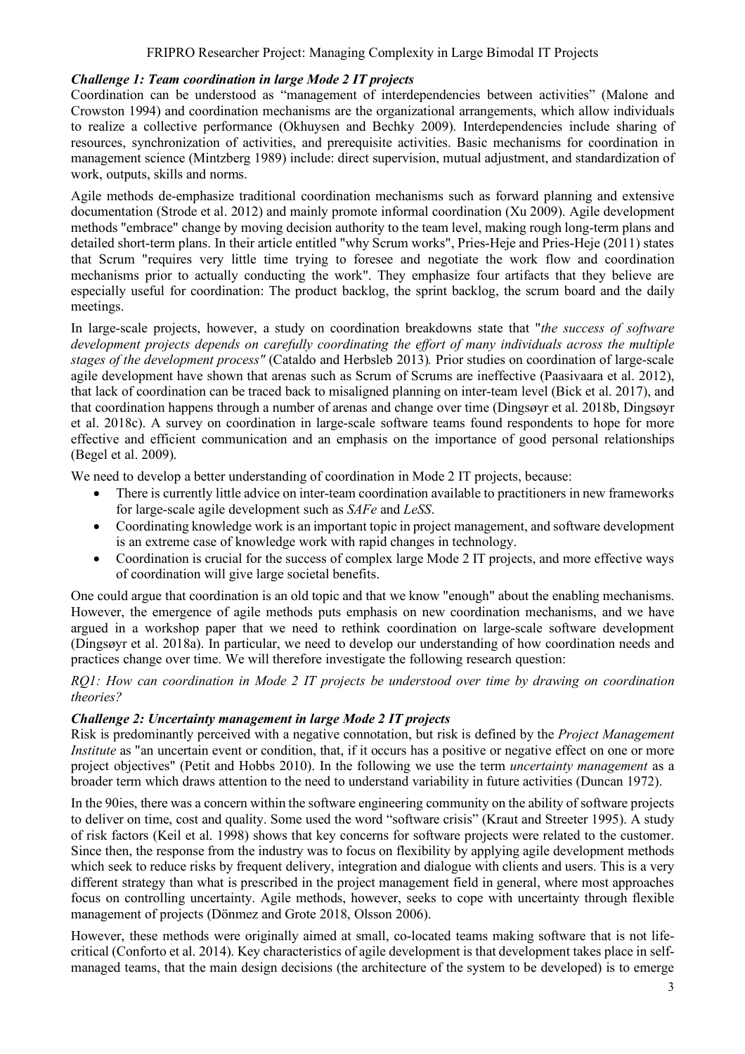### *Challenge 1: Team coordination in large Mode 2 IT projects*

Coordination can be understood as "management of interdependencies between activities" (Malone and Crowston 1994) and coordination mechanisms are the organizational arrangements, which allow individuals to realize a collective performance (Okhuysen and Bechky 2009). Interdependencies include sharing of resources, synchronization of activities, and prerequisite activities. Basic mechanisms for coordination in management science (Mintzberg 1989) include: direct supervision, mutual adjustment, and standardization of work, outputs, skills and norms.

Agile methods de-emphasize traditional coordination mechanisms such as forward planning and extensive documentation (Strode et al. 2012) and mainly promote informal coordination (Xu 2009). Agile development methods "embrace" change by moving decision authority to the team level, making rough long-term plans and detailed short-term plans. In their article entitled "why Scrum works", Pries-Heje and Pries-Heje (2011) states that Scrum "requires very little time trying to foresee and negotiate the work flow and coordination mechanisms prior to actually conducting the work". They emphasize four artifacts that they believe are especially useful for coordination: The product backlog, the sprint backlog, the scrum board and the daily meetings.

In large-scale projects, however, a study on coordination breakdowns state that "*the success of software development projects depends on carefully coordinating the effort of many individuals across the multiple stages of the development process"* (Cataldo and Herbsleb 2013)*.* Prior studies on coordination of large-scale agile development have shown that arenas such as Scrum of Scrums are ineffective (Paasivaara et al. 2012), that lack of coordination can be traced back to misaligned planning on inter-team level (Bick et al. 2017), and that coordination happens through a number of arenas and change over time (Dingsøyr et al. 2018b, Dingsøyr et al. 2018c). A survey on coordination in large-scale software teams found respondents to hope for more effective and efficient communication and an emphasis on the importance of good personal relationships (Begel et al. 2009).

We need to develop a better understanding of coordination in Mode 2 IT projects, because:

- There is currently little advice on inter-team coordination available to practitioners in new frameworks for large-scale agile development such as *SAFe* and *LeSS*.
- Coordinating knowledge work is an important topic in project management, and software development is an extreme case of knowledge work with rapid changes in technology.
- Coordination is crucial for the success of complex large Mode 2 IT projects, and more effective ways of coordination will give large societal benefits.

One could argue that coordination is an old topic and that we know "enough" about the enabling mechanisms. However, the emergence of agile methods puts emphasis on new coordination mechanisms, and we have argued in a workshop paper that we need to rethink coordination on large-scale software development (Dingsøyr et al. 2018a). In particular, we need to develop our understanding of how coordination needs and practices change over time. We will therefore investigate the following research question:

*RQ1: How can coordination in Mode 2 IT projects be understood over time by drawing on coordination theories?*

### *Challenge 2: Uncertainty management in large Mode 2 IT projects*

Risk is predominantly perceived with a negative connotation, but risk is defined by the *Project Management Institute* as "an uncertain event or condition, that, if it occurs has a positive or negative effect on one or more project objectives" (Petit and Hobbs 2010). In the following we use the term *uncertainty management* as a broader term which draws attention to the need to understand variability in future activities (Duncan 1972).

In the 90ies, there was a concern within the software engineering community on the ability of software projects to deliver on time, cost and quality. Some used the word "software crisis" (Kraut and Streeter 1995). A study of risk factors (Keil et al. 1998) shows that key concerns for software projects were related to the customer. Since then, the response from the industry was to focus on flexibility by applying agile development methods which seek to reduce risks by frequent delivery, integration and dialogue with clients and users. This is a very different strategy than what is prescribed in the project management field in general, where most approaches focus on controlling uncertainty. Agile methods, however, seeks to cope with uncertainty through flexible management of projects (Dönmez and Grote 2018, Olsson 2006).

However, these methods were originally aimed at small, co-located teams making software that is not life-critical (Conforto et al. 2014). Key characteristics of agile development is that development takes place in self-managed teams, that the main design decisions (the architecture of the system to be developed) is to emerge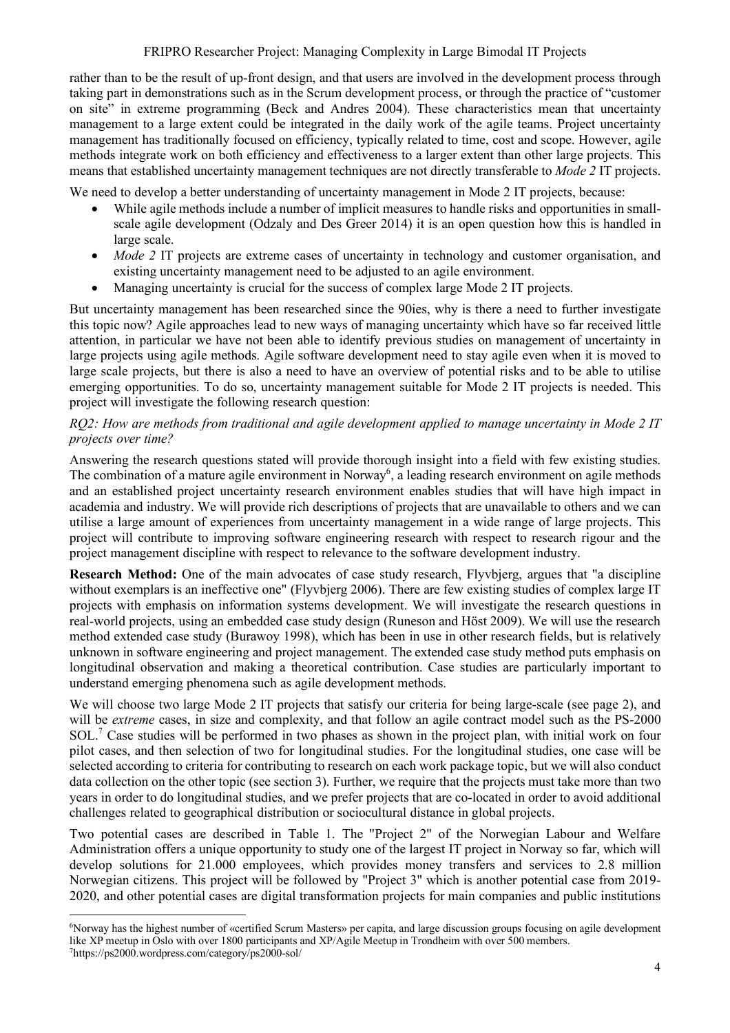rather than to be the result of up-front design, and that users are involved in the development process through taking part in demonstrations such as in the Scrum development process, or through the practice of "customer on site" in extreme programming (Beck and Andres 2004). These characteristics mean that uncertainty management to a large extent could be integrated in the daily work of the agile teams. Project uncertainty management has traditionally focused on efficiency, typically related to time, cost and scope. However, agile methods integrate work on both efficiency and effectiveness to a larger extent than other large projects. This means that established uncertainty management techniques are not directly transferable to *Mode 2* IT projects.

We need to develop a better understanding of uncertainty management in Mode 2 IT projects, because:

- While agile methods include a number of implicit measures to handle risks and opportunities in small-scale agile development (Odzaly and Des Greer 2014) it is an open question how this is handled in large scale.
- *Mode 2* IT projects are extreme cases of uncertainty in technology and customer organisation, and existing uncertainty management need to be adjusted to an agile environment.
- Managing uncertainty is crucial for the success of complex large Mode 2 IT projects.

But uncertainty management has been researched since the 90ies, why is there a need to further investigate this topic now? Agile approaches lead to new ways of managing uncertainty which have so far received little attention, in particular we have not been able to identify previous studies on management of uncertainty in large projects using agile methods. Agile software development need to stay agile even when it is moved to large scale projects, but there is also a need to have an overview of potential risks and to be able to utilise emerging opportunities. To do so, uncertainty management suitable for Mode 2 IT projects is needed. This project will investigate the following research question:

*RQ2: How are methods from traditional and agile development applied to manage uncertainty in Mode 2 IT projects over time?*

Answering the research questions stated will provide thorough insight into a field with few existing studies. The combination of a mature agile environment in Norway[6], a leading research environment on agile methods and an established project uncertainty research environment enables studies that will have high impact in academia and industry. We will provide rich descriptions of projects that are unavailable to others and we can utilise a large amount of experiences from uncertainty management in a wide range of large projects. This project will contribute to improving software engineering research with respect to research rigour and the project management discipline with respect to relevance to the software development industry.

**Research Method:** One of the main advocates of case study research, Flyvbjerg, argues that "a discipline without exemplars is an ineffective one" (Flyvbjerg 2006). There are few existing studies of complex large IT projects with emphasis on information systems development. We will investigate the research questions in real-world projects, using an embedded case study design (Runeson and Höst 2009). We will use the research method extended case study (Burawoy 1998), which has been in use in other research fields, but is relatively unknown in software engineering and project management. The extended case study method puts emphasis on longitudinal observation and making a theoretical contribution. Case studies are particularly important to understand emerging phenomena such as agile development methods.

We will choose two large Mode 2 IT projects that satisfy our criteria for being large-scale (see page 2), and will be *extreme* cases, in size and complexity, and that follow an agile contract model such as the PS-2000 SOL.[7] Case studies will be performed in two phases as shown in the project plan, with initial work on four pilot cases, and then selection of two for longitudinal studies. For the longitudinal studies, one case will be selected according to criteria for contributing to research on each work package topic, but we will also conduct data collection on the other topic (see section 3). Further, we require that the projects must take more than two years in order to do longitudinal studies, and we prefer projects that are co-located in order to avoid additional challenges related to geographical distribution or sociocultural distance in global projects.

Two potential cases are described in Table 1. The "Project 2" of the Norwegian Labour and Welfare Administration offers a unique opportunity to study one of the largest IT project in Norway so far, which will develop solutions for 21.000 employees, which provides money transfers and services to 2.8 million Norwegian citizens. This project will be followed by "Project 3" which is another potential case from 2019-2020, and other potential cases are digital transformation projects for main companies and public institutions

---

[6] Norway has the highest number of «certified Scrum Masters» per capita, and large discussion groups focusing on agile development like XP meetup in Oslo with over 1800 participants and XP/Agile Meetup in Trondheim with over 500 members.

[7] https://ps2000.wordpress.com/category/ps2000-sol/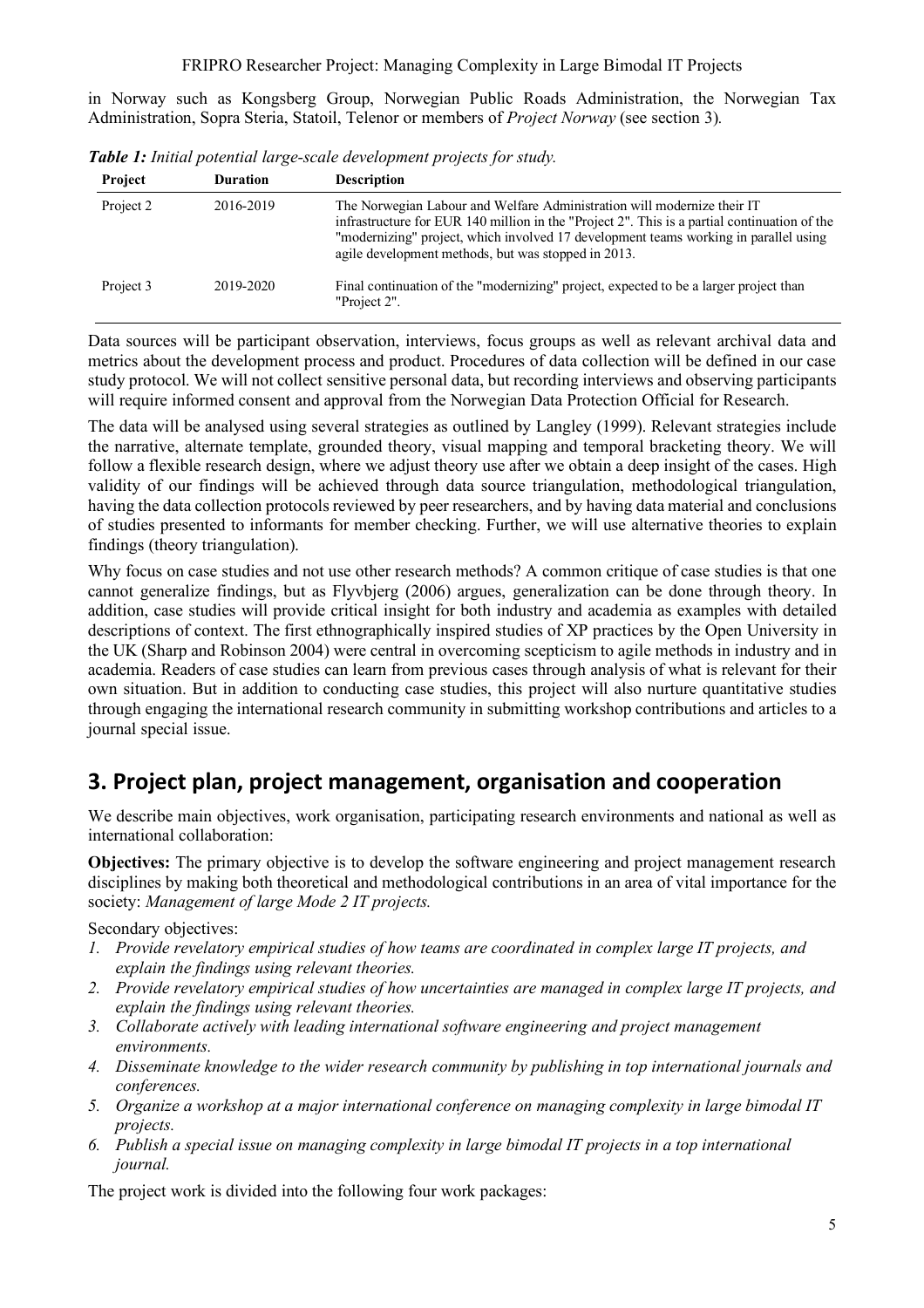in Norway such as Kongsberg Group, Norwegian Public Roads Administration, the Norwegian Tax Administration, Sopra Steria, Statoil, Telenor or members of *Project Norway* (see section 3).

***Table 1:*** *Initial potential large-scale development projects for study.*

| Project | Duration | Description |
|---|---|---|
| Project 2 | 2016-2019 | The Norwegian Labour and Welfare Administration will modernize their IT infrastructure for EUR 140 million in the "Project 2". This is a partial continuation of the "modernizing" project, which involved 17 development teams working in parallel using agile development methods, but was stopped in 2013. |
| Project 3 | 2019-2020 | Final continuation of the "modernizing" project, expected to be a larger project than "Project 2". |

Data sources will be participant observation, interviews, focus groups as well as relevant archival data and metrics about the development process and product. Procedures of data collection will be defined in our case study protocol. We will not collect sensitive personal data, but recording interviews and observing participants will require informed consent and approval from the Norwegian Data Protection Official for Research.

The data will be analysed using several strategies as outlined by Langley (1999). Relevant strategies include the narrative, alternate template, grounded theory, visual mapping and temporal bracketing theory. We will follow a flexible research design, where we adjust theory use after we obtain a deep insight of the cases. High validity of our findings will be achieved through data source triangulation, methodological triangulation, having the data collection protocols reviewed by peer researchers, and by having data material and conclusions of studies presented to informants for member checking. Further, we will use alternative theories to explain findings (theory triangulation).

Why focus on case studies and not use other research methods? A common critique of case studies is that one cannot generalize findings, but as Flyvbjerg (2006) argues, generalization can be done through theory. In addition, case studies will provide critical insight for both industry and academia as examples with detailed descriptions of context. The first ethnographically inspired studies of XP practices by the Open University in the UK (Sharp and Robinson 2004) were central in overcoming scepticism to agile methods in industry and in academia. Readers of case studies can learn from previous cases through analysis of what is relevant for their own situation. But in addition to conducting case studies, this project will also nurture quantitative studies through engaging the international research community in submitting workshop contributions and articles to a journal special issue.

## 3. Project plan, project management, organisation and cooperation

We describe main objectives, work organisation, participating research environments and national as well as international collaboration:

**Objectives:** The primary objective is to develop the software engineering and project management research disciplines by making both theoretical and methodological contributions in an area of vital importance for the society: *Management of large Mode 2 IT projects.*

Secondary objectives:

1. *Provide revelatory empirical studies of how teams are coordinated in complex large IT projects, and explain the findings using relevant theories.*
2. *Provide revelatory empirical studies of how uncertainties are managed in complex large IT projects, and explain the findings using relevant theories.*
3. *Collaborate actively with leading international software engineering and project management environments.*
4. *Disseminate knowledge to the wider research community by publishing in top international journals and conferences.*
5. *Organize a workshop at a major international conference on managing complexity in large bimodal IT projects.*
6. *Publish a special issue on managing complexity in large bimodal IT projects in a top international journal.*

The project work is divided into the following four work packages: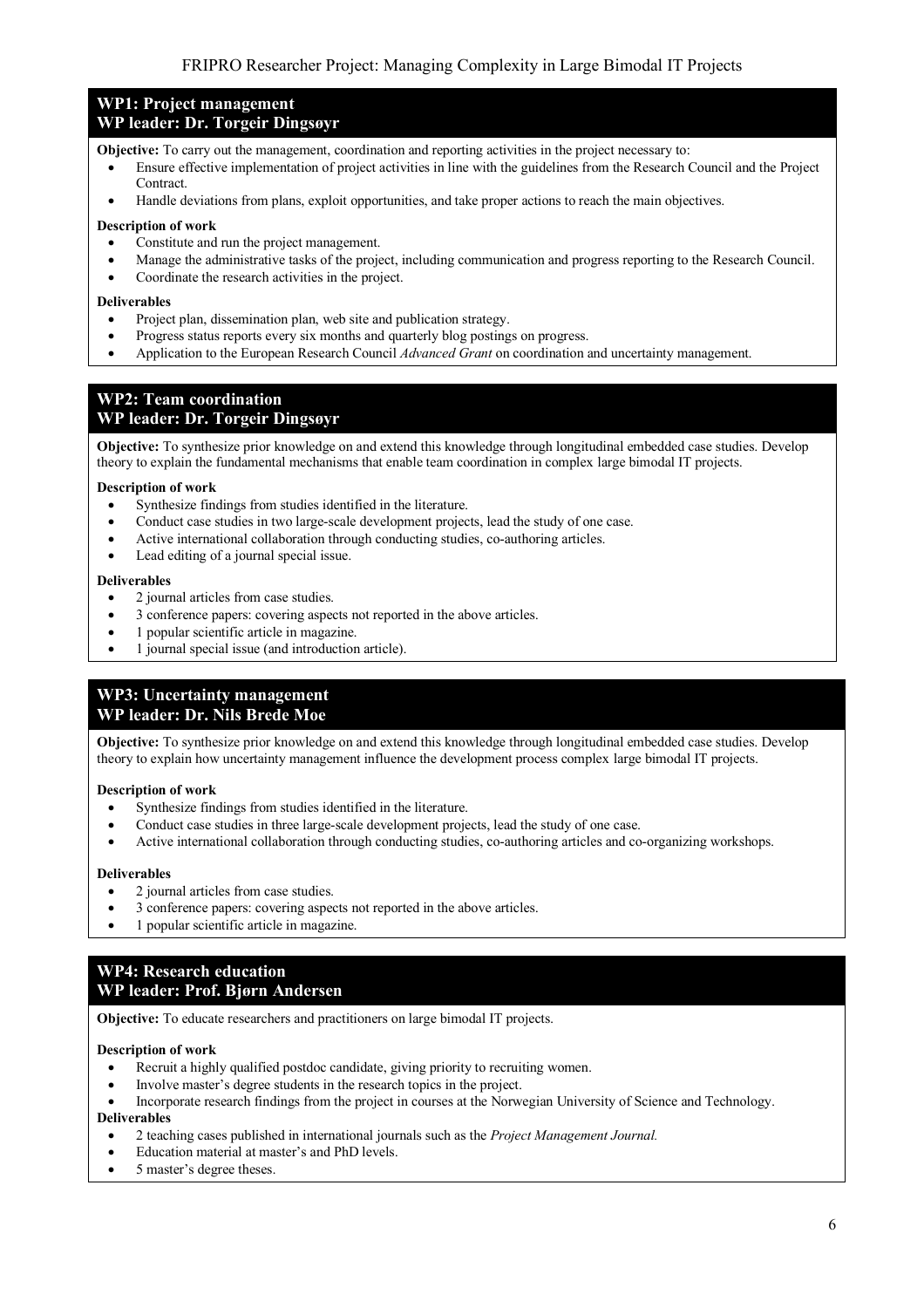## WP1: Project management
## WP leader: Dr. Torgeir Dingsøyr

**Objective:** To carry out the management, coordination and reporting activities in the project necessary to:

- Ensure effective implementation of project activities in line with the guidelines from the Research Council and the Project Contract.
- Handle deviations from plans, exploit opportunities, and take proper actions to reach the main objectives.

**Description of work**

- Constitute and run the project management.
- Manage the administrative tasks of the project, including communication and progress reporting to the Research Council.
- Coordinate the research activities in the project.

**Deliverables**

- Project plan, dissemination plan, web site and publication strategy.
- Progress status reports every six months and quarterly blog postings on progress.
- Application to the European Research Council *Advanced Grant* on coordination and uncertainty management.

## WP2: Team coordination
## WP leader: Dr. Torgeir Dingsøyr

**Objective:** To synthesize prior knowledge on and extend this knowledge through longitudinal embedded case studies. Develop theory to explain the fundamental mechanisms that enable team coordination in complex large bimodal IT projects.

**Description of work**

- Synthesize findings from studies identified in the literature.
- Conduct case studies in two large-scale development projects, lead the study of one case.
- Active international collaboration through conducting studies, co-authoring articles.
- Lead editing of a journal special issue.

**Deliverables**

- 2 journal articles from case studies.
- 3 conference papers: covering aspects not reported in the above articles.
- 1 popular scientific article in magazine.
- 1 journal special issue (and introduction article).

## WP3: Uncertainty management
## WP leader: Dr. Nils Brede Moe

**Objective:** To synthesize prior knowledge on and extend this knowledge through longitudinal embedded case studies. Develop theory to explain how uncertainty management influence the development process complex large bimodal IT projects.

**Description of work**

- Synthesize findings from studies identified in the literature.
- Conduct case studies in three large-scale development projects, lead the study of one case.
- Active international collaboration through conducting studies, co-authoring articles and co-organizing workshops.

**Deliverables**

- 2 journal articles from case studies.
- 3 conference papers: covering aspects not reported in the above articles.
- 1 popular scientific article in magazine.

## WP4: Research education
## WP leader: Prof. Bjørn Andersen

**Objective:** To educate researchers and practitioners on large bimodal IT projects.

**Description of work**

- Recruit a highly qualified postdoc candidate, giving priority to recruiting women.
- Involve master's degree students in the research topics in the project.
- Incorporate research findings from the project in courses at the Norwegian University of Science and Technology.

**Deliverables**

- 2 teaching cases published in international journals such as the *Project Management Journal.*
- Education material at master's and PhD levels.
- 5 master's degree theses.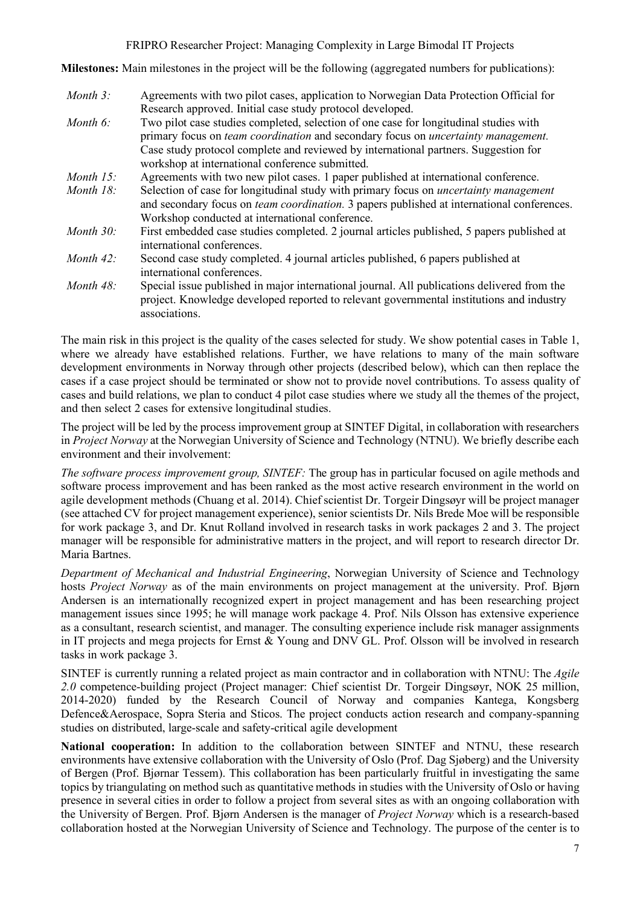**Milestones:** Main milestones in the project will be the following (aggregated numbers for publications):

| | |
|---|---|
| *Month 3:* | Agreements with two pilot cases, application to Norwegian Data Protection Official for Research approved. Initial case study protocol developed. |
| *Month 6:* | Two pilot case studies completed, selection of one case for longitudinal studies with primary focus on *team coordination* and secondary focus on *uncertainty management.* Case study protocol complete and reviewed by international partners. Suggestion for workshop at international conference submitted. |
| *Month 15:* | Agreements with two new pilot cases. 1 paper published at international conference. |
| *Month 18:* | Selection of case for longitudinal study with primary focus on *uncertainty management* and secondary focus on *team coordination.* 3 papers published at international conferences. Workshop conducted at international conference. |
| *Month 30:* | First embedded case studies completed. 2 journal articles published, 5 papers published at international conferences. |
| *Month 42:* | Second case study completed. 4 journal articles published, 6 papers published at international conferences. |
| *Month 48:* | Special issue published in major international journal. All publications delivered from the project. Knowledge developed reported to relevant governmental institutions and industry associations. |

The main risk in this project is the quality of the cases selected for study. We show potential cases in Table 1, where we already have established relations. Further, we have relations to many of the main software development environments in Norway through other projects (described below), which can then replace the cases if a case project should be terminated or show not to provide novel contributions. To assess quality of cases and build relations, we plan to conduct 4 pilot case studies where we study all the themes of the project, and then select 2 cases for extensive longitudinal studies.

The project will be led by the process improvement group at SINTEF Digital, in collaboration with researchers in *Project Norway* at the Norwegian University of Science and Technology (NTNU). We briefly describe each environment and their involvement:

*The software process improvement group, SINTEF:* The group has in particular focused on agile methods and software process improvement and has been ranked as the most active research environment in the world on agile development methods (Chuang et al. 2014). Chief scientist Dr. Torgeir Dingsøyr will be project manager (see attached CV for project management experience), senior scientists Dr. Nils Brede Moe will be responsible for work package 3, and Dr. Knut Rolland involved in research tasks in work packages 2 and 3. The project manager will be responsible for administrative matters in the project, and will report to research director Dr. Maria Bartnes.

*Department of Mechanical and Industrial Engineering*, Norwegian University of Science and Technology hosts *Project Norway* as of the main environments on project management at the university. Prof. Bjørn Andersen is an internationally recognized expert in project management and has been researching project management issues since 1995; he will manage work package 4. Prof. Nils Olsson has extensive experience as a consultant, research scientist, and manager. The consulting experience include risk manager assignments in IT projects and mega projects for Ernst & Young and DNV GL. Prof. Olsson will be involved in research tasks in work package 3.

SINTEF is currently running a related project as main contractor and in collaboration with NTNU: The *Agile 2.0* competence-building project (Project manager: Chief scientist Dr. Torgeir Dingsøyr, NOK 25 million, 2014-2020) funded by the Research Council of Norway and companies Kantega, Kongsberg Defence&Aerospace, Sopra Steria and Sticos. The project conducts action research and company-spanning studies on distributed, large-scale and safety-critical agile development

**National cooperation:** In addition to the collaboration between SINTEF and NTNU, these research environments have extensive collaboration with the University of Oslo (Prof. Dag Sjøberg) and the University of Bergen (Prof. Bjørnar Tessem). This collaboration has been particularly fruitful in investigating the same topics by triangulating on method such as quantitative methods in studies with the University of Oslo or having presence in several cities in order to follow a project from several sites as with an ongoing collaboration with the University of Bergen. Prof. Bjørn Andersen is the manager of *Project Norway* which is a research-based collaboration hosted at the Norwegian University of Science and Technology. The purpose of the center is to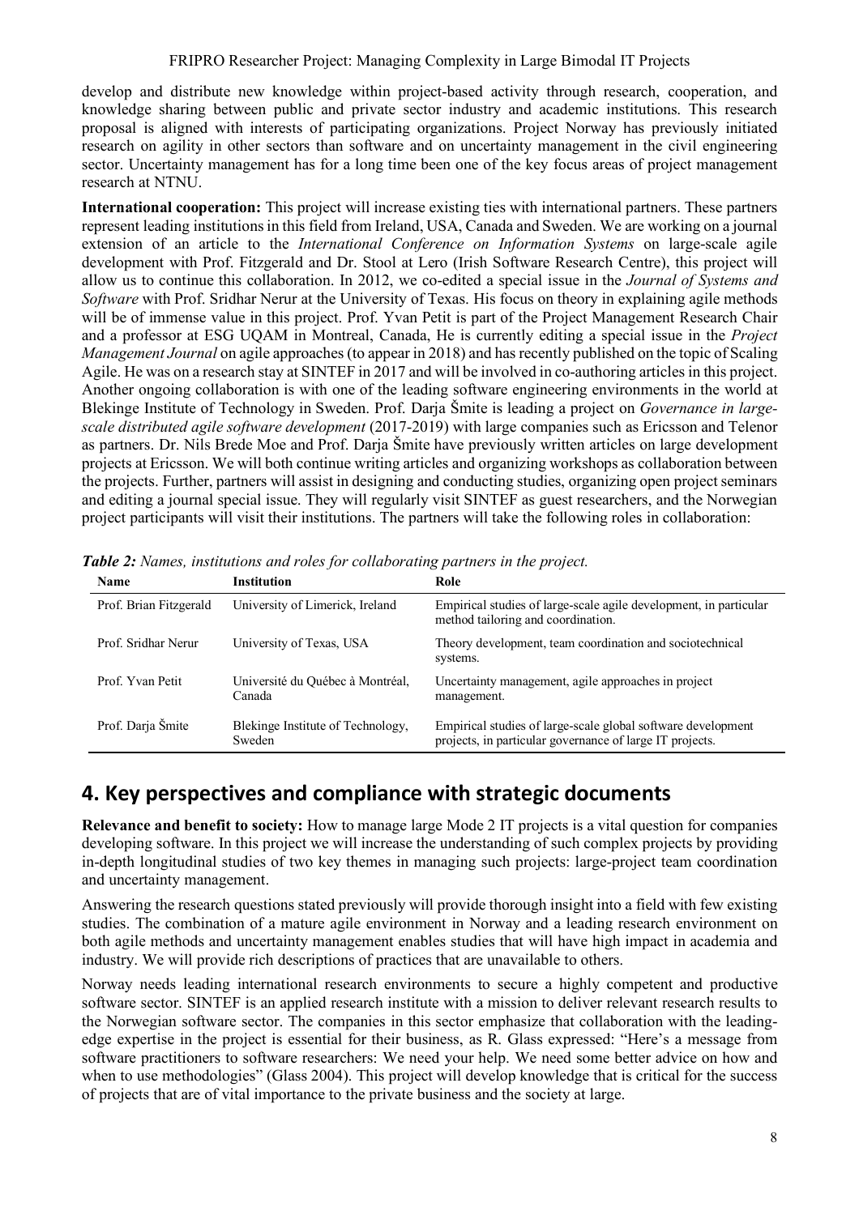develop and distribute new knowledge within project-based activity through research, cooperation, and knowledge sharing between public and private sector industry and academic institutions. This research proposal is aligned with interests of participating organizations. Project Norway has previously initiated research on agility in other sectors than software and on uncertainty management in the civil engineering sector. Uncertainty management has for a long time been one of the key focus areas of project management research at NTNU.

**International cooperation:** This project will increase existing ties with international partners. These partners represent leading institutions in this field from Ireland, USA, Canada and Sweden. We are working on a journal extension of an article to the *International Conference on Information Systems* on large-scale agile development with Prof. Fitzgerald and Dr. Stool at Lero (Irish Software Research Centre), this project will allow us to continue this collaboration. In 2012, we co-edited a special issue in the *Journal of Systems and Software* with Prof. Sridhar Nerur at the University of Texas. His focus on theory in explaining agile methods will be of immense value in this project. Prof. Yvan Petit is part of the Project Management Research Chair and a professor at ESG UQAM in Montreal, Canada, He is currently editing a special issue in the *Project Management Journal* on agile approaches (to appear in 2018) and has recently published on the topic of Scaling Agile. He was on a research stay at SINTEF in 2017 and will be involved in co-authoring articles in this project. Another ongoing collaboration is with one of the leading software engineering environments in the world at Blekinge Institute of Technology in Sweden. Prof. Darja Šmite is leading a project on *Governance in large-scale distributed agile software development* (2017-2019) with large companies such as Ericsson and Telenor as partners. Dr. Nils Brede Moe and Prof. Darja Šmite have previously written articles on large development projects at Ericsson. We will both continue writing articles and organizing workshops as collaboration between the projects. Further, partners will assist in designing and conducting studies, organizing open project seminars and editing a journal special issue. They will regularly visit SINTEF as guest researchers, and the Norwegian project participants will visit their institutions. The partners will take the following roles in collaboration:

***Table 2:*** *Names, institutions and roles for collaborating partners in the project.*

| Name | Institution | Role |
|---|---|---|
| Prof. Brian Fitzgerald | University of Limerick, Ireland | Empirical studies of large-scale agile development, in particular method tailoring and coordination. |
| Prof. Sridhar Nerur | University of Texas, USA | Theory development, team coordination and sociotechnical systems. |
| Prof. Yvan Petit | Université du Québec à Montréal, Canada | Uncertainty management, agile approaches in project management. |
| Prof. Darja Šmite | Blekinge Institute of Technology, Sweden | Empirical studies of large-scale global software development projects, in particular governance of large IT projects. |

## 4. Key perspectives and compliance with strategic documents

**Relevance and benefit to society:** How to manage large Mode 2 IT projects is a vital question for companies developing software. In this project we will increase the understanding of such complex projects by providing in-depth longitudinal studies of two key themes in managing such projects: large-project team coordination and uncertainty management.

Answering the research questions stated previously will provide thorough insight into a field with few existing studies. The combination of a mature agile environment in Norway and a leading research environment on both agile methods and uncertainty management enables studies that will have high impact in academia and industry. We will provide rich descriptions of practices that are unavailable to others.

Norway needs leading international research environments to secure a highly competent and productive software sector. SINTEF is an applied research institute with a mission to deliver relevant research results to the Norwegian software sector. The companies in this sector emphasize that collaboration with the leading-edge expertise in the project is essential for their business, as R. Glass expressed: "Here's a message from software practitioners to software researchers: We need your help. We need some better advice on how and when to use methodologies" (Glass 2004). This project will develop knowledge that is critical for the success of projects that are of vital importance to the private business and the society at large.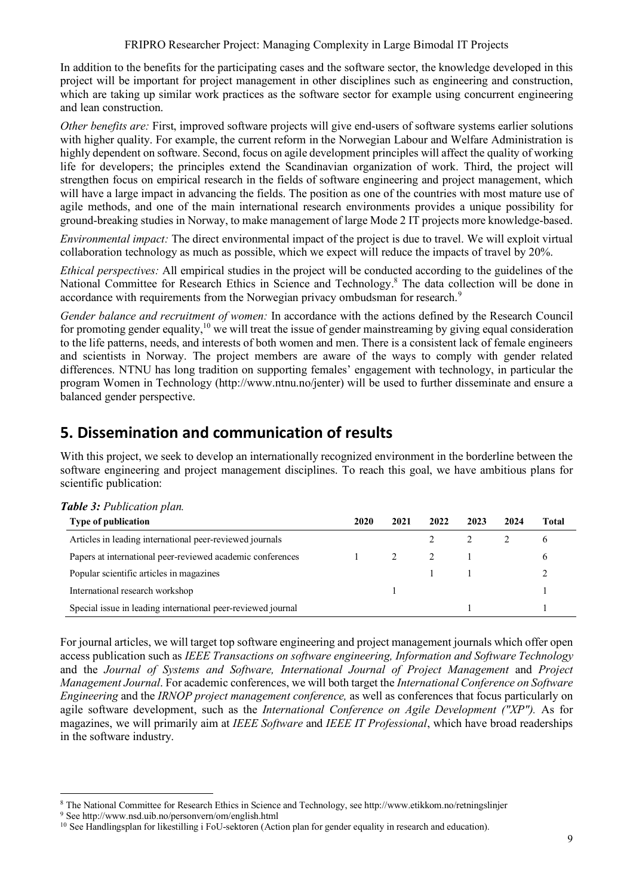In addition to the benefits for the participating cases and the software sector, the knowledge developed in this project will be important for project management in other disciplines such as engineering and construction, which are taking up similar work practices as the software sector for example using concurrent engineering and lean construction.

*Other benefits are:* First, improved software projects will give end-users of software systems earlier solutions with higher quality. For example, the current reform in the Norwegian Labour and Welfare Administration is highly dependent on software. Second, focus on agile development principles will affect the quality of working life for developers; the principles extend the Scandinavian organization of work. Third, the project will strengthen focus on empirical research in the fields of software engineering and project management, which will have a large impact in advancing the fields. The position as one of the countries with most mature use of agile methods, and one of the main international research environments provides a unique possibility for ground-breaking studies in Norway, to make management of large Mode 2 IT projects more knowledge-based.

*Environmental impact:* The direct environmental impact of the project is due to travel. We will exploit virtual collaboration technology as much as possible, which we expect will reduce the impacts of travel by 20%.

*Ethical perspectives:* All empirical studies in the project will be conducted according to the guidelines of the National Committee for Research Ethics in Science and Technology.[8] The data collection will be done in accordance with requirements from the Norwegian privacy ombudsman for research.[9]

*Gender balance and recruitment of women:* In accordance with the actions defined by the Research Council for promoting gender equality,[10] we will treat the issue of gender mainstreaming by giving equal consideration to the life patterns, needs, and interests of both women and men. There is a consistent lack of female engineers and scientists in Norway. The project members are aware of the ways to comply with gender related differences. NTNU has long tradition on supporting females' engagement with technology, in particular the program Women in Technology (http://www.ntnu.no/jenter) will be used to further disseminate and ensure a balanced gender perspective.

## 5. Dissemination and communication of results

With this project, we seek to develop an internationally recognized environment in the borderline between the software engineering and project management disciplines. To reach this goal, we have ambitious plans for scientific publication:

***Table 3:*** *Publication plan.*

| Type of publication | 2020 | 2021 | 2022 | 2023 | 2024 | Total |
|---|---|---|---|---|---|---|
| Articles in leading international peer-reviewed journals | | | 2 | 2 | 2 | 6 |
| Papers at international peer-reviewed academic conferences | 1 | 2 | 2 | 1 | | 6 |
| Popular scientific articles in magazines | | | 1 | 1 | | 2 |
| International research workshop | | 1 | | | | 1 |
| Special issue in leading international peer-reviewed journal | | | | 1 | | 1 |

For journal articles, we will target top software engineering and project management journals which offer open access publication such as *IEEE Transactions on software engineering, Information and Software Technology* and the *Journal of Systems and Software, International Journal of Project Management* and *Project Management Journal*. For academic conferences, we will both target the *International Conference on Software Engineering* and the *IRNOP project management conference,* as well as conferences that focus particularly on agile software development, such as the *International Conference on Agile Development ("XP").* As for magazines, we will primarily aim at *IEEE Software* and *IEEE IT Professional*, which have broad readerships in the software industry.

[8] The National Committee for Research Ethics in Science and Technology, see http://www.etikkom.no/retningslinjer

[9] See http://www.nsd.uib.no/personvern/om/english.html

[10] See Handlingsplan for likestilling i FoU-sektoren (Action plan for gender equality in research and education).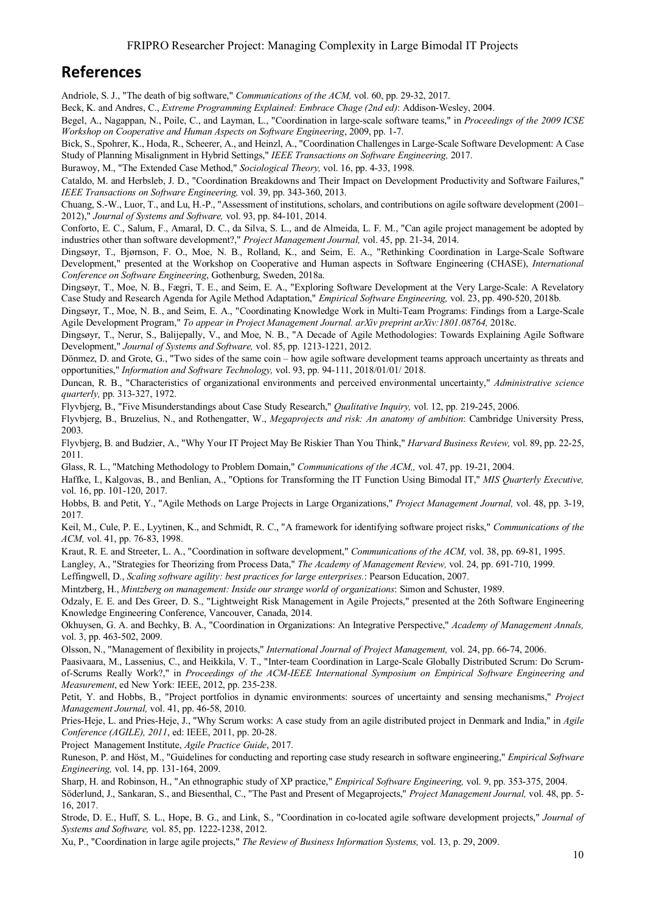## References

Andriole, S. J., "The death of big software," *Communications of the ACM,* vol. 60, pp. 29-32, 2017.

Beck, K. and Andres, C., *Extreme Programming Explained: Embrace Chage (2nd ed)*: Addison-Wesley, 2004.

Begel, A., Nagappan, N., Poile, C., and Layman, L., "Coordination in large-scale software teams," in *Proceedings of the 2009 ICSE Workshop on Cooperative and Human Aspects on Software Engineering*, 2009, pp. 1-7.

Bick, S., Spohrer, K., Hoda, R., Scheerer, A., and Heinzl, A., "Coordination Challenges in Large-Scale Software Development: A Case Study of Planning Misalignment in Hybrid Settings," *IEEE Transactions on Software Engineering,* 2017.

Burawoy, M., "The Extended Case Method," *Sociological Theory,* vol. 16, pp. 4-33, 1998.

Cataldo, M. and Herbsleb, J. D., "Coordination Breakdowns and Their Impact on Development Productivity and Software Failures," *IEEE Transactions on Software Engineering,* vol. 39, pp. 343-360, 2013.

Chuang, S.-W., Luor, T., and Lu, H.-P., "Assessment of institutions, scholars, and contributions on agile software development (2001–2012)," *Journal of Systems and Software,* vol. 93, pp. 84-101, 2014.

Conforto, E. C., Salum, F., Amaral, D. C., da Silva, S. L., and de Almeida, L. F. M., "Can agile project management be adopted by industries other than software development?," *Project Management Journal,* vol. 45, pp. 21-34, 2014.

Dingsøyr, T., Bjørnson, F. O., Moe, N. B., Rolland, K., and Seim, E. A., "Rethinking Coordination in Large-Scale Software Development," presented at the Workshop on Cooperative and Human aspects in Software Engineering (CHASE), *International Conference on Software Engineering*, Gothenburg, Sweden, 2018a.

Dingsøyr, T., Moe, N. B., Fægri, T. E., and Seim, E. A., "Exploring Software Development at the Very Large-Scale: A Revelatory Case Study and Research Agenda for Agile Method Adaptation," *Empirical Software Engineering,* vol. 23, pp. 490-520, 2018b.

Dingsøyr, T., Moe, N. B., and Seim, E. A., "Coordinating Knowledge Work in Multi-Team Programs: Findings from a Large-Scale Agile Development Program," *To appear in Project Management Journal. arXiv preprint arXiv:1801.08764,* 2018c.

Dingsøyr, T., Nerur, S., Balijepally, V., and Moe, N. B., "A Decade of Agile Methodologies: Towards Explaining Agile Software Development," *Journal of Systems and Software,* vol. 85, pp. 1213-1221, 2012.

Dönmez, D. and Grote, G., "Two sides of the same coin – how agile software development teams approach uncertainty as threats and opportunities," *Information and Software Technology,* vol. 93, pp. 94-111, 2018/01/01/ 2018.

Duncan, R. B., "Characteristics of organizational environments and perceived environmental uncertainty," *Administrative science quarterly,* pp. 313-327, 1972.

Flyvbjerg, B., "Five Misunderstandings about Case Study Research," *Qualitative Inquiry,* vol. 12, pp. 219-245, 2006.

Flyvbjerg, B., Bruzelius, N., and Rothengatter, W., *Megaprojects and risk: An anatomy of ambition*: Cambridge University Press, 2003.

Flyvbjerg, B. and Budzier, A., "Why Your IT Project May Be Riskier Than You Think," *Harvard Business Review,* vol. 89, pp. 22-25, 2011.

Glass, R. L., "Matching Methodology to Problem Domain," *Communications of the ACM,,* vol. 47, pp. 19-21, 2004.

Haffke, I., Kalgovas, B., and Benlian, A., "Options for Transforming the IT Function Using Bimodal IT," *MIS Quarterly Executive,* vol. 16, pp. 101-120, 2017.

Hobbs, B. and Petit, Y., "Agile Methods on Large Projects in Large Organizations," *Project Management Journal,* vol. 48, pp. 3-19, 2017.

Keil, M., Cule, P. E., Lyytinen, K., and Schmidt, R. C., "A framework for identifying software project risks," *Communications of the ACM,* vol. 41, pp. 76-83, 1998.

Kraut, R. E. and Streeter, L. A., "Coordination in software development," *Communications of the ACM,* vol. 38, pp. 69-81, 1995.

Langley, A., "Strategies for Theorizing from Process Data," *The Academy of Management Review,* vol. 24, pp. 691-710, 1999.

Leffingwell, D., *Scaling software agility: best practices for large enterprises.*: Pearson Education, 2007.

Mintzberg, H., *Mintzberg on management: Inside our strange world of organizations*: Simon and Schuster, 1989.

Odzaly, E. E. and Des Greer, D. S., "Lightweight Risk Management in Agile Projects," presented at the 26th Software Engineering Knowledge Engineering Conference, Vancouver, Canada, 2014.

Okhuysen, G. A. and Bechky, B. A., "Coordination in Organizations: An Integrative Perspective," *Academy of Management Annals,* vol. 3, pp. 463-502, 2009.

Olsson, N., "Management of flexibility in projects," *International Journal of Project Management,* vol. 24, pp. 66-74, 2006.

Paasivaara, M., Lassenius, C., and Heikkila, V. T., "Inter-team Coordination in Large-Scale Globally Distributed Scrum: Do Scrum-of-Scrums Really Work?," in *Proceedings of the ACM-IEEE International Symposium on Empirical Software Engineering and Measurement*, ed New York: IEEE, 2012, pp. 235-238.

Petit, Y. and Hobbs, B., "Project portfolios in dynamic environments: sources of uncertainty and sensing mechanisms," *Project Management Journal,* vol. 41, pp. 46-58, 2010.

Pries-Heje, L. and Pries-Heje, J., "Why Scrum works: A case study from an agile distributed project in Denmark and India," in *Agile Conference (AGILE), 2011*, ed: IEEE, 2011, pp. 20-28.

Project Management Institute, *Agile Practice Guide*, 2017.

Runeson, P. and Höst, M., "Guidelines for conducting and reporting case study research in software engineering," *Empirical Software Engineering,* vol. 14, pp. 131-164, 2009.

Sharp, H. and Robinson, H., "An ethnographic study of XP practice," *Empirical Software Engineering,* vol. 9, pp. 353-375, 2004.

Söderlund, J., Sankaran, S., and Biesenthal, C., "The Past and Present of Megaprojects," *Project Management Journal,* vol. 48, pp. 5-16, 2017.

Strode, D. E., Huff, S. L., Hope, B. G., and Link, S., "Coordination in co-located agile software development projects," *Journal of Systems and Software,* vol. 85, pp. 1222-1238, 2012.

Xu, P., "Coordination in large agile projects," *The Review of Business Information Systems,* vol. 13, p. 29, 2009.